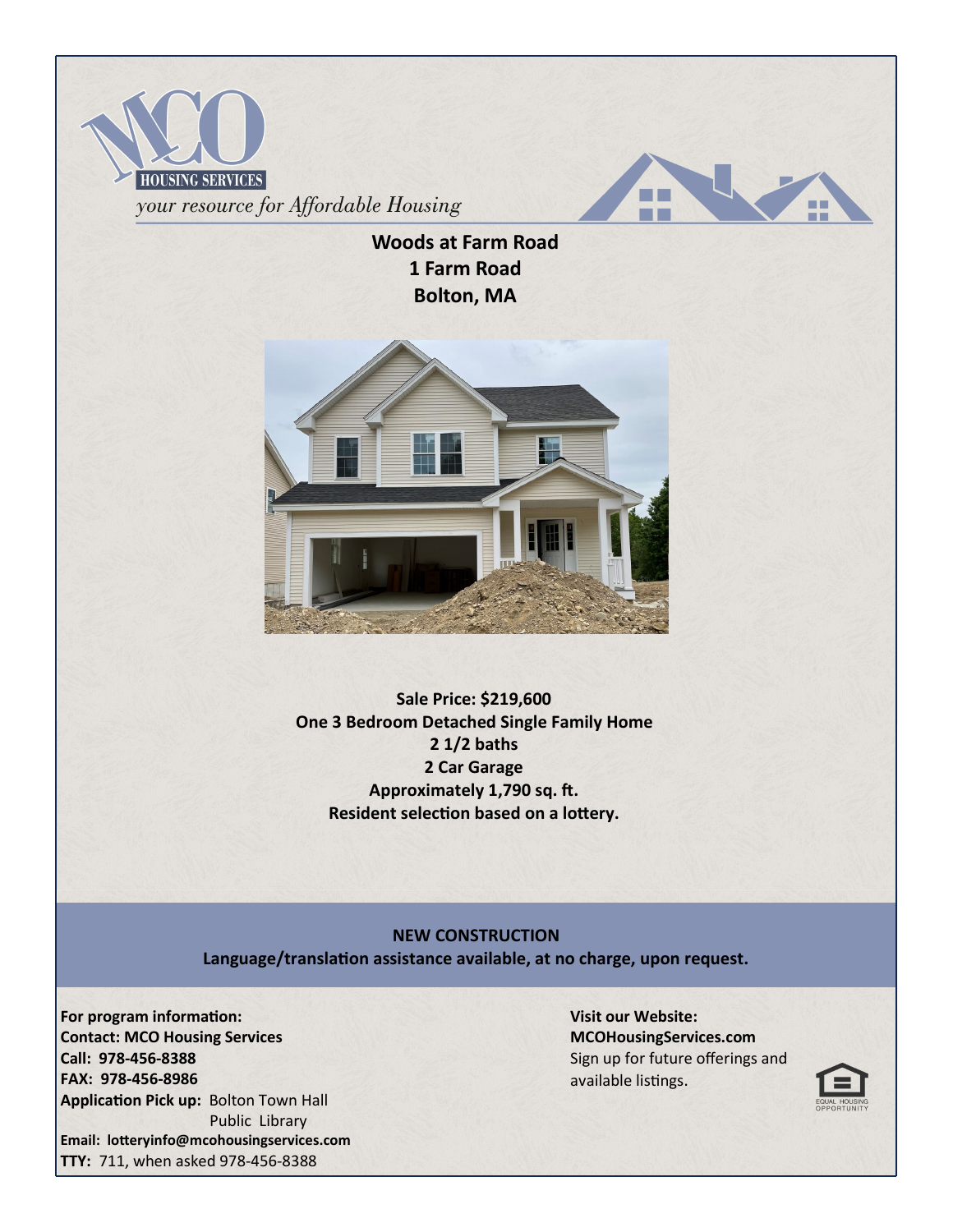MCO HOUSING SERVICES

*your resource for Affordable Housing*

**Woods at Farm Road**
**1 Farm Road**
**Bolton, MA**

**Sale Price: $219,600**
**One 3 Bedroom Detached Single Family Home**
**2 1/2 baths**
**2 Car Garage**
**Approximately 1,790 sq. ft.**
**Resident selection based on a lottery.**

**NEW CONSTRUCTION**
**Language/translation assistance available, at no charge, upon request.**

**For program information:**
**Contact: MCO Housing Services**
**Call: 978-456-8388**
**FAX: 978-456-8986**
**Application Pick up:** Bolton Town Hall
Public Library
**Email: lotteryinfo@mcohousingservices.com**
**TTY:** 711, when asked 978-456-8388

**Visit our Website:**
**MCOHousingServices.com**
Sign up for future offerings and available listings.

EQUAL HOUSING OPPORTUNITY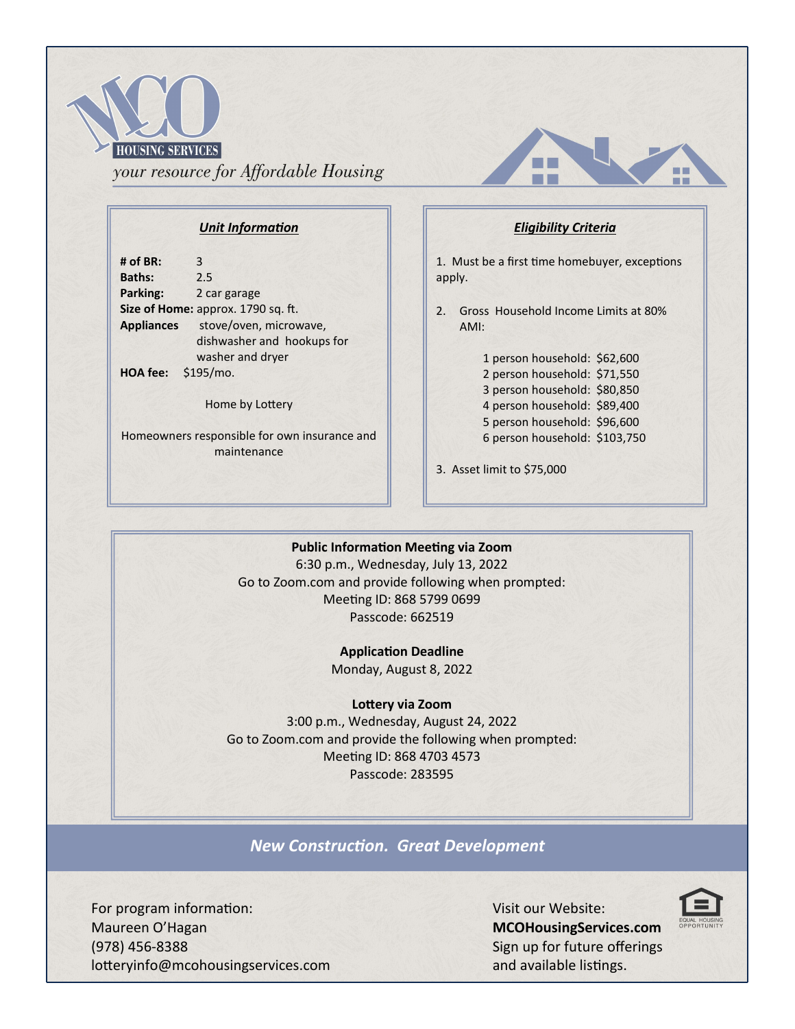MCO HOUSING SERVICES

*your resource for Affordable Housing*

## ***Unit Information***

**# of BR:** 3
**Baths:** 2.5
**Parking:** 2 car garage
**Size of Home:** approx. 1790 sq. ft.
**Appliances** stove/oven, microwave, dishwasher and hookups for washer and dryer
**HOA fee:** $195/mo.

Home by Lottery

Homeowners responsible for own insurance and maintenance

## ***Eligibility Criteria***

1. Must be a first time homebuyer, exceptions apply.

2. Gross Household Income Limits at 80% AMI:

   1 person household: $62,600
   2 person household: $71,550
   3 person household: $80,850
   4 person household: $89,400
   5 person household: $96,600
   6 person household: $103,750

3. Asset limit to $75,000

**Public Information Meeting via Zoom**
6:30 p.m., Wednesday, July 13, 2022
Go to Zoom.com and provide following when prompted:
Meeting ID: 868 5799 0699
Passcode: 662519

**Application Deadline**
Monday, August 8, 2022

**Lottery via Zoom**
3:00 p.m., Wednesday, August 24, 2022
Go to Zoom.com and provide the following when prompted:
Meeting ID: 868 4703 4573
Passcode: 283595

***New Construction. Great Development***

For program information:
Maureen O'Hagan
(978) 456-8388
lotteryinfo@mcohousingservices.com

Visit our Website:
**MCOHousingServices.com**
Sign up for future offerings and available listings.

EQUAL HOUSING OPPORTUNITY